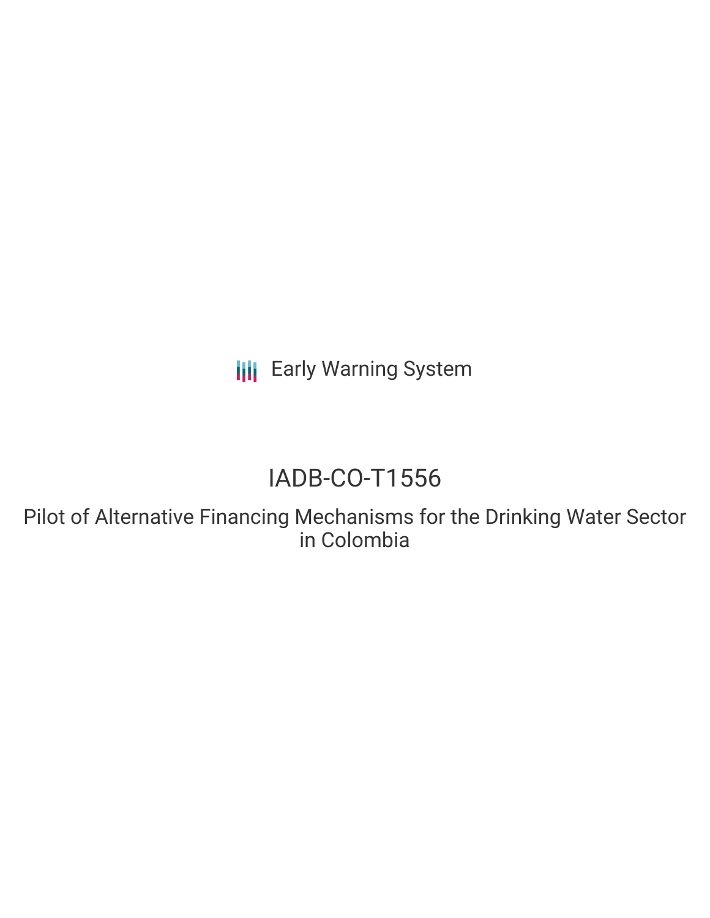Early Warning System

# IADB-CO-T1556

## Pilot of Alternative Financing Mechanisms for the Drinking Water Sector in Colombia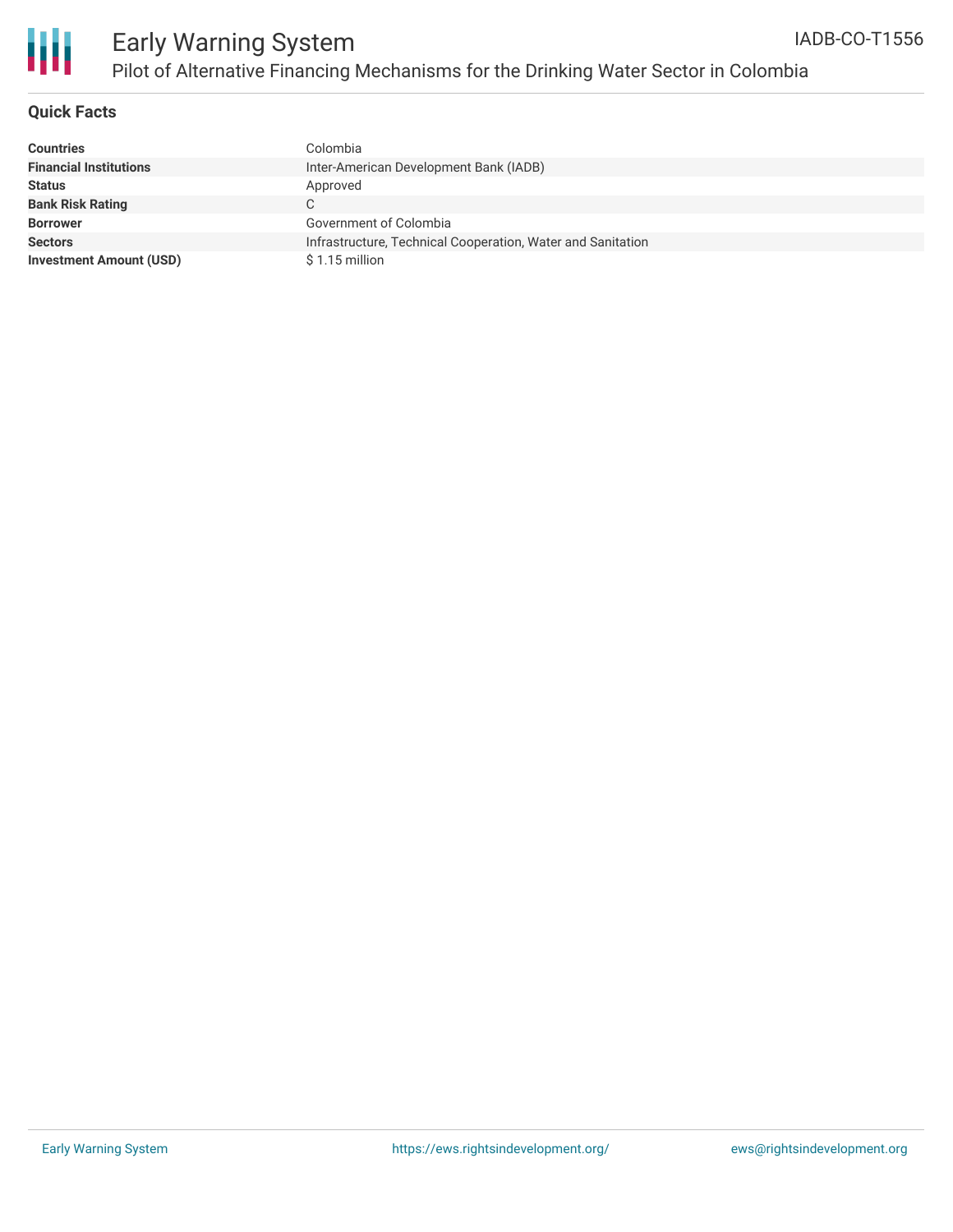# Early Warning System

## Pilot of Alternative Financing Mechanisms for the Drinking Water Sector in Colombia

IADB-CO-T1556

### Quick Facts

| | |
|---|---|
| **Countries** | Colombia |
| **Financial Institutions** | Inter-American Development Bank (IADB) |
| **Status** | Approved |
| **Bank Risk Rating** | C |
| **Borrower** | Government of Colombia |
| **Sectors** | Infrastructure, Technical Cooperation, Water and Sanitation |
| **Investment Amount (USD)** | $ 1.15 million |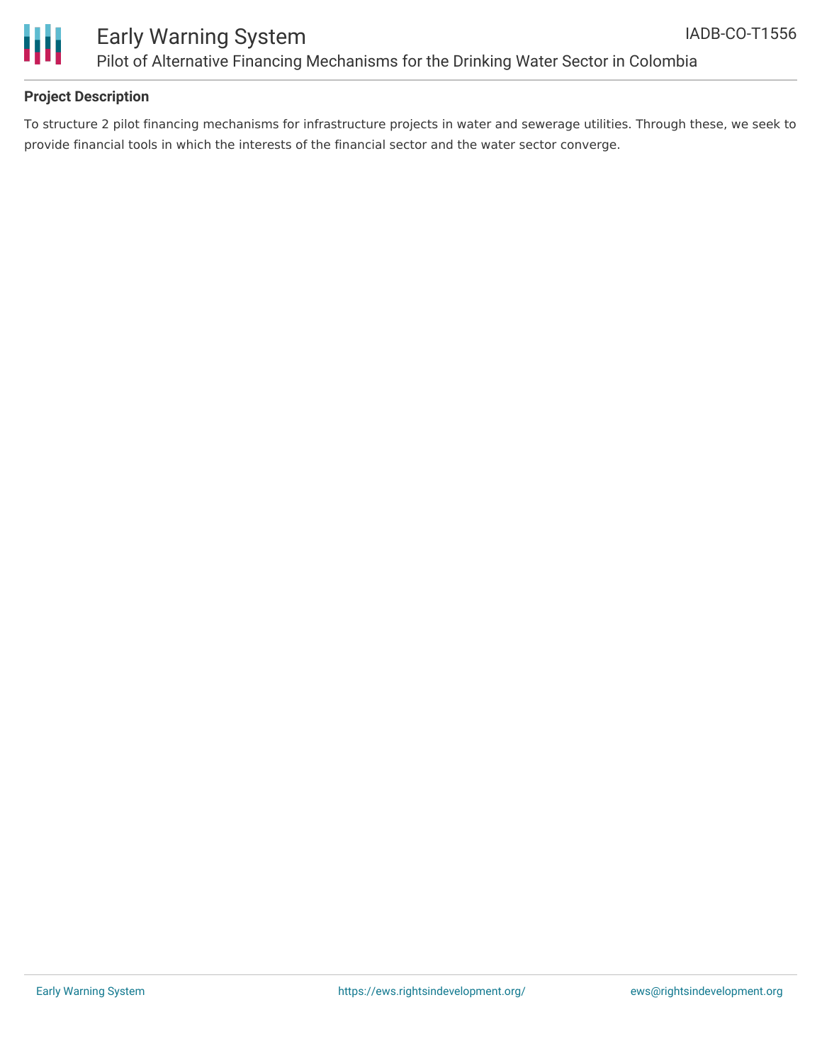## Project Description

To structure 2 pilot financing mechanisms for infrastructure projects in water and sewerage utilities. Through these, we seek to provide financial tools in which the interests of the financial sector and the water sector converge.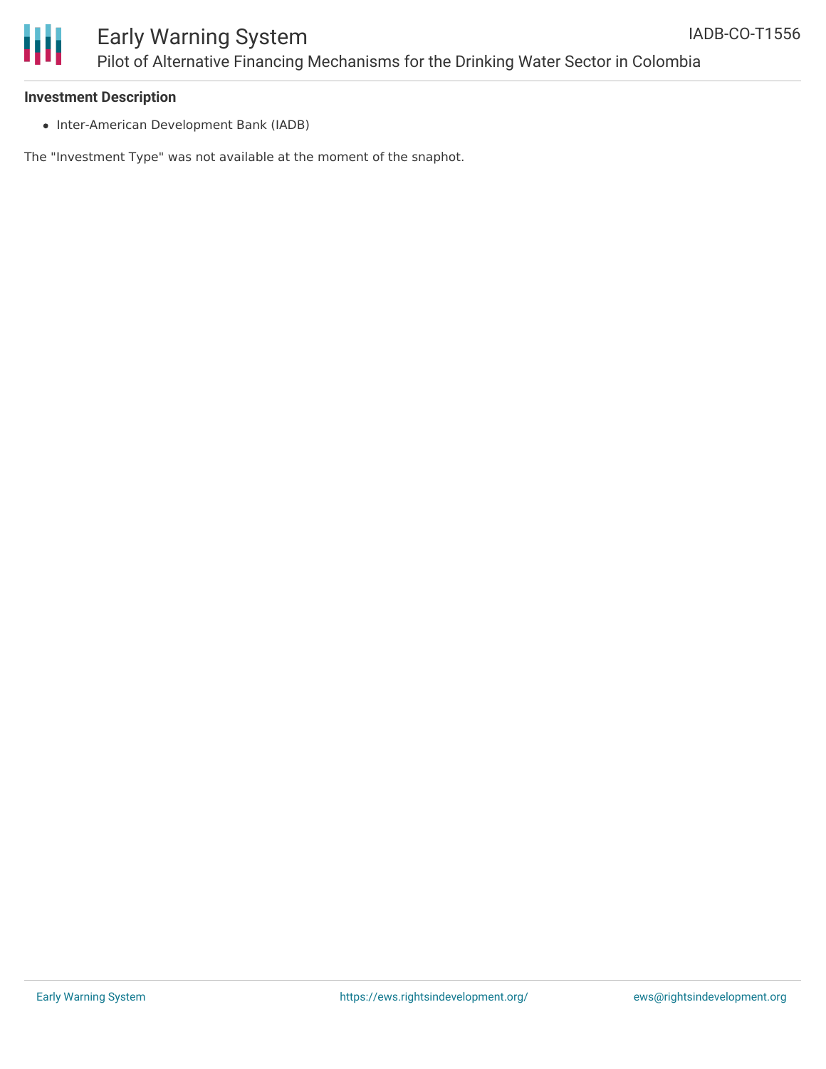**Investment Description**

- Inter-American Development Bank (IADB)

The "Investment Type" was not available at the moment of the snaphot.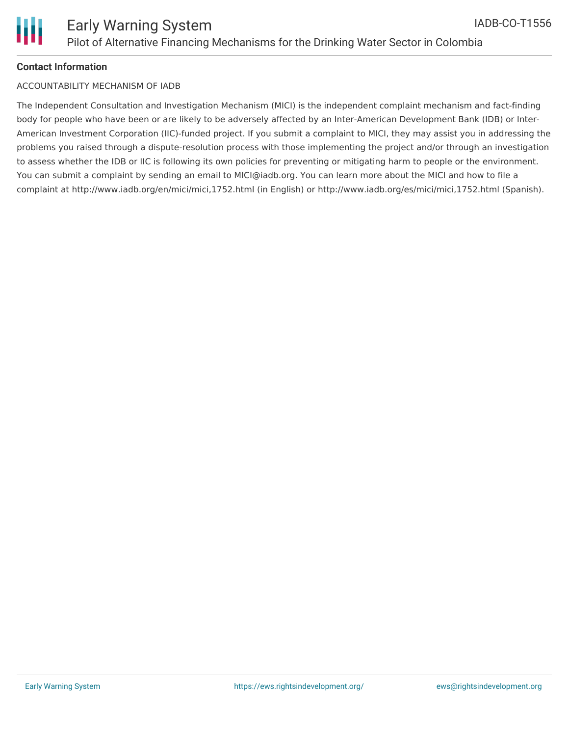**Contact Information**

ACCOUNTABILITY MECHANISM OF IADB

The Independent Consultation and Investigation Mechanism (MICI) is the independent complaint mechanism and fact-finding body for people who have been or are likely to be adversely affected by an Inter-American Development Bank (IDB) or Inter-American Investment Corporation (IIC)-funded project. If you submit a complaint to MICI, they may assist you in addressing the problems you raised through a dispute-resolution process with those implementing the project and/or through an investigation to assess whether the IDB or IIC is following its own policies for preventing or mitigating harm to people or the environment. You can submit a complaint by sending an email to MICI@iadb.org. You can learn more about the MICI and how to file a complaint at http://www.iadb.org/en/mici/mici,1752.html (in English) or http://www.iadb.org/es/mici/mici,1752.html (Spanish).